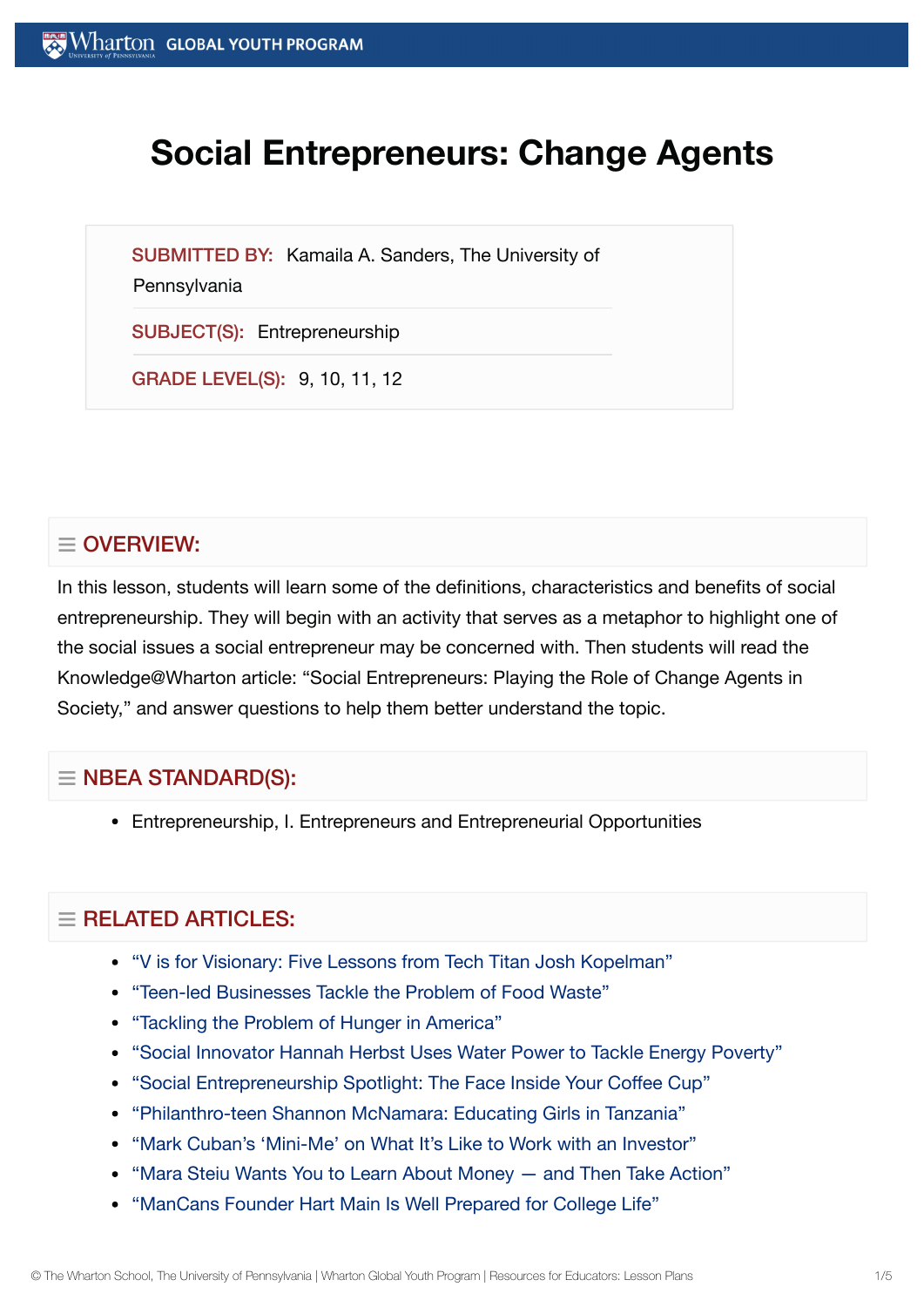# Social Entrepreneurs: Change Agents

SUBMITTED BY: Kamaila A. Sanders, The University of Pennsylvania

SUBJECT(S): Entrepreneurship

GRADE LEVEL(S): 9, 10, 11, 12

## OVERVIEW:

In this lesson, students will learn some of the definitions, characteristics and benefits of social entrepreneurship. They will begin with an activity that serves as a metaphor to highlight one of the social issues a social entrepreneur may be concerned with. Then students will read the Knowledge@Wharton article: "Social Entrepreneurs: Playing the Role of Change Agents in Society," and answer questions to help them better understand the topic.

## NBEA STANDARD(S):

- Entrepreneurship, I. Entrepreneurs and Entrepreneurial Opportunities

## RELATED ARTICLES:

- "V is for Visionary: Five Lessons from Tech Titan Josh Kopelman"
- "Teen-led Businesses Tackle the Problem of Food Waste"
- "Tackling the Problem of Hunger in America"
- "Social Innovator Hannah Herbst Uses Water Power to Tackle Energy Poverty"
- "Social Entrepreneurship Spotlight: The Face Inside Your Coffee Cup"
- "Philanthro-teen Shannon McNamara: Educating Girls in Tanzania"
- "Mark Cuban's 'Mini-Me' on What It's Like to Work with an Investor"
- "Mara Steiu Wants You to Learn About Money — and Then Take Action"
- "ManCans Founder Hart Main Is Well Prepared for College Life"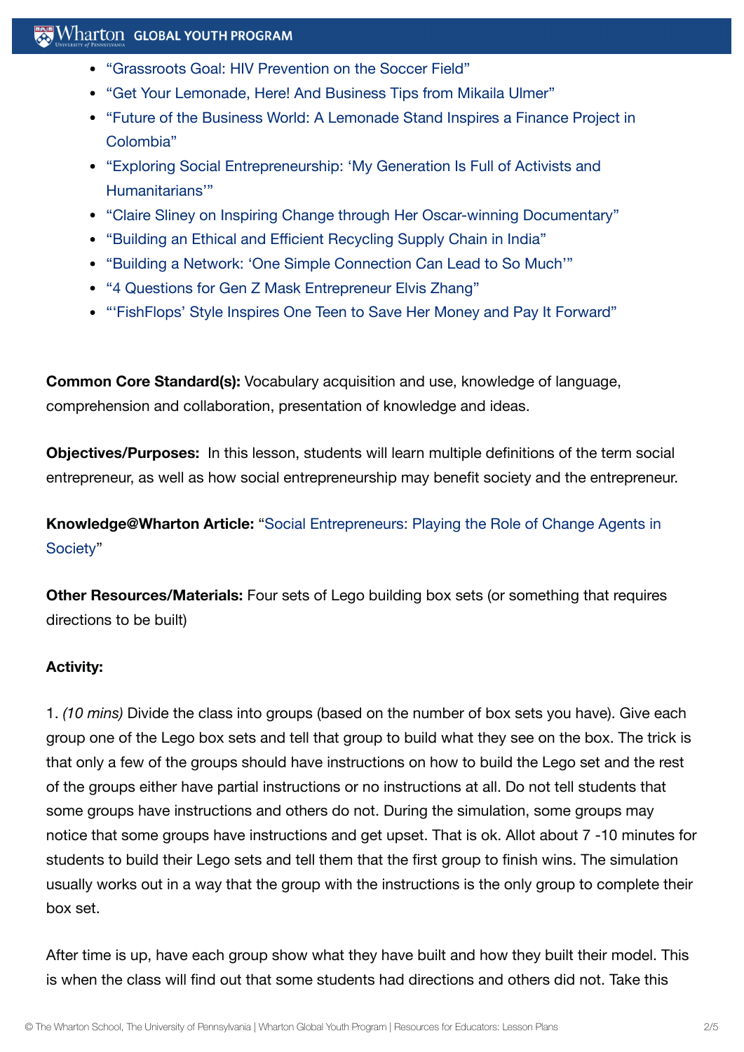- "Grassroots Goal: HIV Prevention on the Soccer Field"
- "Get Your Lemonade, Here! And Business Tips from Mikaila Ulmer"
- "Future of the Business World: A Lemonade Stand Inspires a Finance Project in Colombia"
- "Exploring Social Entrepreneurship: 'My Generation Is Full of Activists and Humanitarians'"
- "Claire Sliney on Inspiring Change through Her Oscar-winning Documentary"
- "Building an Ethical and Efficient Recycling Supply Chain in India"
- "Building a Network: 'One Simple Connection Can Lead to So Much'"
- "4 Questions for Gen Z Mask Entrepreneur Elvis Zhang"
- "'FishFlops' Style Inspires One Teen to Save Her Money and Pay It Forward"

**Common Core Standard(s):** Vocabulary acquisition and use, knowledge of language, comprehension and collaboration, presentation of knowledge and ideas.

**Objectives/Purposes:** In this lesson, students will learn multiple definitions of the term social entrepreneur, as well as how social entrepreneurship may benefit society and the entrepreneur.

**Knowledge@Wharton Article:** "Social Entrepreneurs: Playing the Role of Change Agents in Society"

**Other Resources/Materials:** Four sets of Lego building box sets (or something that requires directions to be built)

**Activity:**

1. *(10 mins)* Divide the class into groups (based on the number of box sets you have). Give each group one of the Lego box sets and tell that group to build what they see on the box. The trick is that only a few of the groups should have instructions on how to build the Lego set and the rest of the groups either have partial instructions or no instructions at all. Do not tell students that some groups have instructions and others do not. During the simulation, some groups may notice that some groups have instructions and get upset. That is ok. Allot about 7 -10 minutes for students to build their Lego sets and tell them that the first group to finish wins. The simulation usually works out in a way that the group with the instructions is the only group to complete their box set.

After time is up, have each group show what they have built and how they built their model. This is when the class will find out that some students had directions and others did not. Take this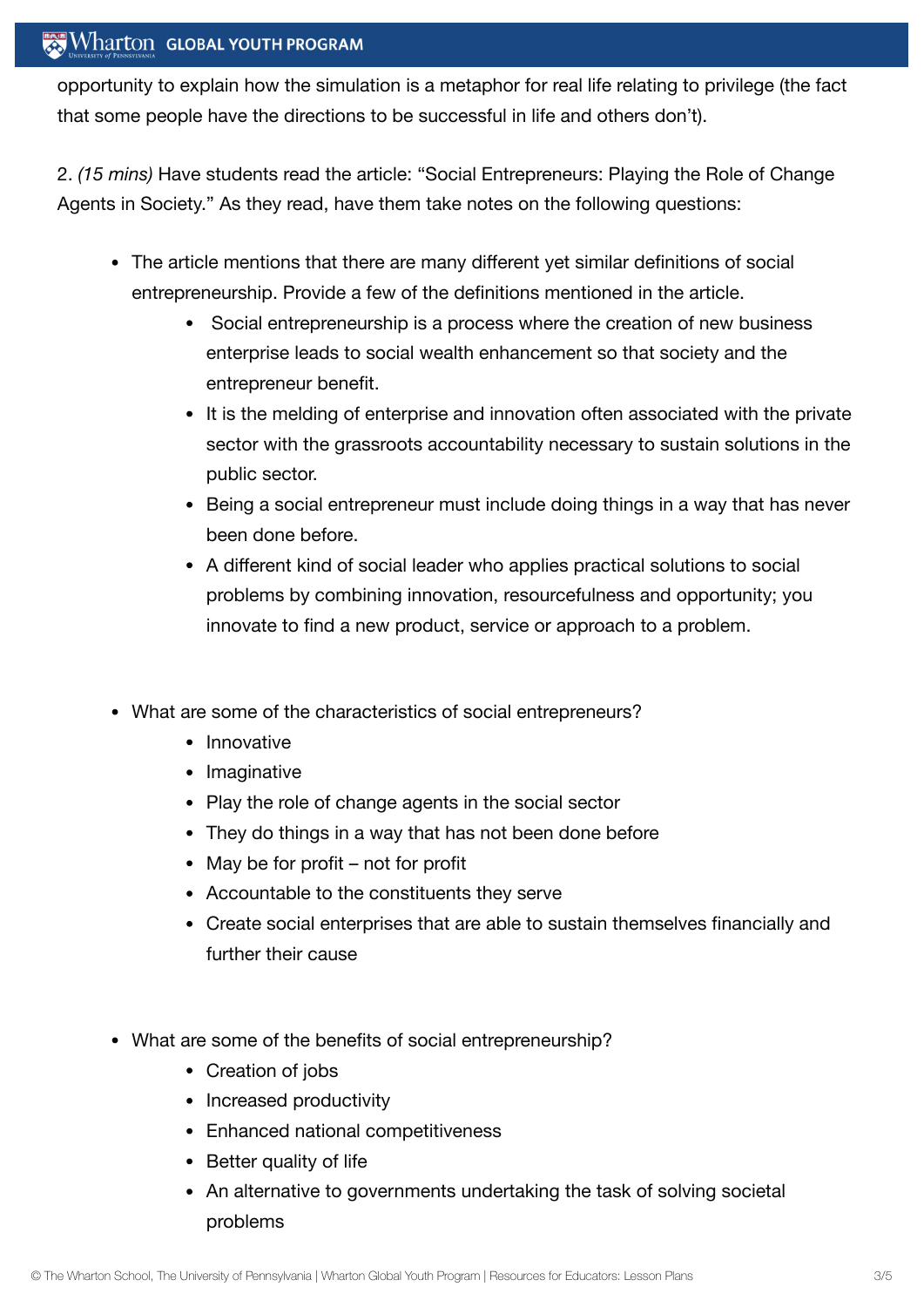opportunity to explain how the simulation is a metaphor for real life relating to privilege (the fact that some people have the directions to be successful in life and others don't).

2. *(15 mins)* Have students read the article: "Social Entrepreneurs: Playing the Role of Change Agents in Society." As they read, have them take notes on the following questions:

- The article mentions that there are many different yet similar definitions of social entrepreneurship. Provide a few of the definitions mentioned in the article.
    - Social entrepreneurship is a process where the creation of new business enterprise leads to social wealth enhancement so that society and the entrepreneur benefit.
    - It is the melding of enterprise and innovation often associated with the private sector with the grassroots accountability necessary to sustain solutions in the public sector.
    - Being a social entrepreneur must include doing things in a way that has never been done before.
    - A different kind of social leader who applies practical solutions to social problems by combining innovation, resourcefulness and opportunity; you innovate to find a new product, service or approach to a problem.

- What are some of the characteristics of social entrepreneurs?
    - Innovative
    - Imaginative
    - Play the role of change agents in the social sector
    - They do things in a way that has not been done before
    - May be for profit – not for profit
    - Accountable to the constituents they serve
    - Create social enterprises that are able to sustain themselves financially and further their cause

- What are some of the benefits of social entrepreneurship?
    - Creation of jobs
    - Increased productivity
    - Enhanced national competitiveness
    - Better quality of life
    - An alternative to governments undertaking the task of solving societal problems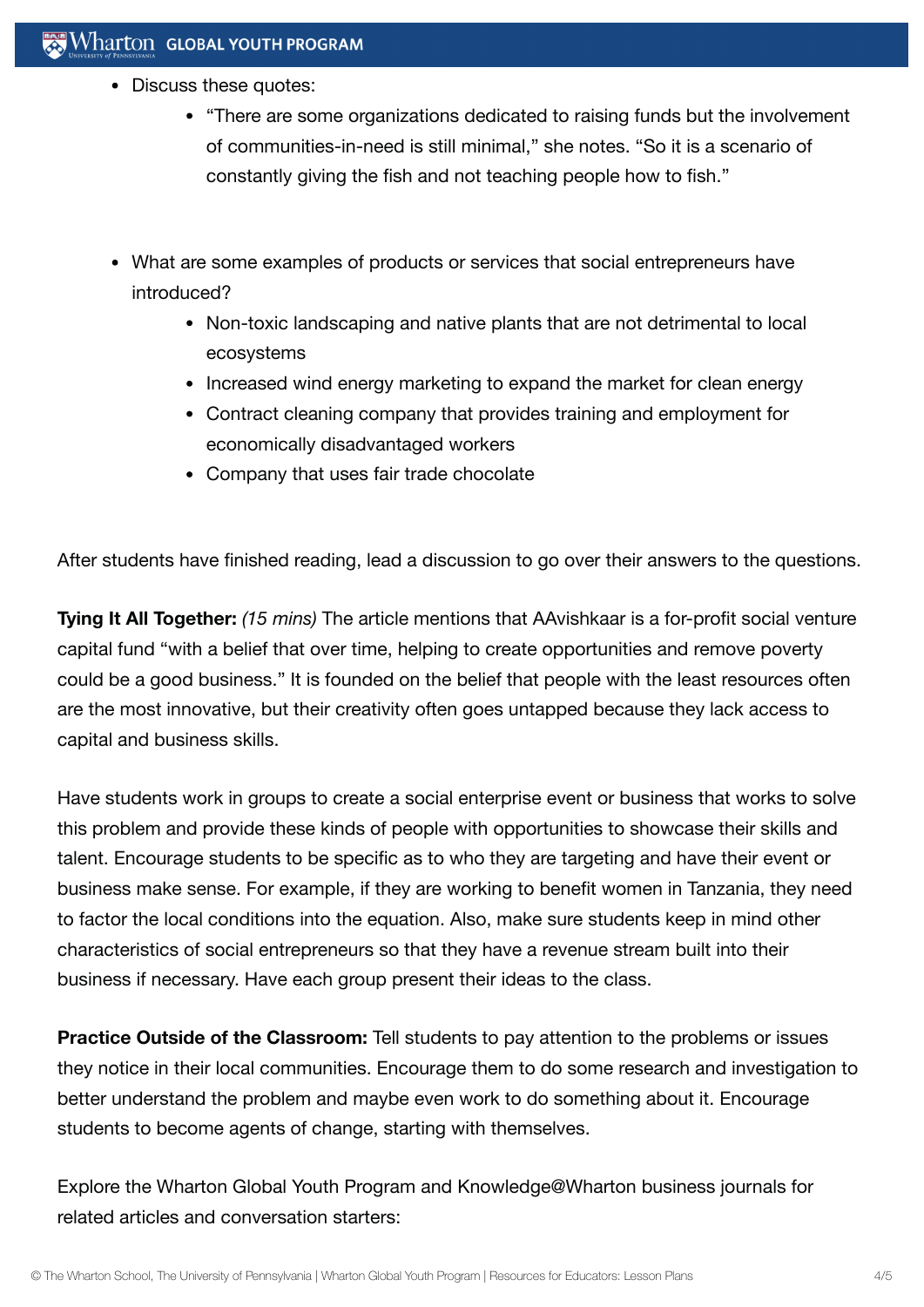- Discuss these quotes:
    - "There are some organizations dedicated to raising funds but the involvement of communities-in-need is still minimal," she notes. "So it is a scenario of constantly giving the fish and not teaching people how to fish."

- What are some examples of products or services that social entrepreneurs have introduced?
    - Non-toxic landscaping and native plants that are not detrimental to local ecosystems
    - Increased wind energy marketing to expand the market for clean energy
    - Contract cleaning company that provides training and employment for economically disadvantaged workers
    - Company that uses fair trade chocolate

After students have finished reading, lead a discussion to go over their answers to the questions.

**Tying It All Together:** *(15 mins)* The article mentions that AAvishkaar is a for-profit social venture capital fund "with a belief that over time, helping to create opportunities and remove poverty could be a good business." It is founded on the belief that people with the least resources often are the most innovative, but their creativity often goes untapped because they lack access to capital and business skills.

Have students work in groups to create a social enterprise event or business that works to solve this problem and provide these kinds of people with opportunities to showcase their skills and talent. Encourage students to be specific as to who they are targeting and have their event or business make sense. For example, if they are working to benefit women in Tanzania, they need to factor the local conditions into the equation. Also, make sure students keep in mind other characteristics of social entrepreneurs so that they have a revenue stream built into their business if necessary. Have each group present their ideas to the class.

**Practice Outside of the Classroom:** Tell students to pay attention to the problems or issues they notice in their local communities. Encourage them to do some research and investigation to better understand the problem and maybe even work to do something about it. Encourage students to become agents of change, starting with themselves.

Explore the Wharton Global Youth Program and Knowledge@Wharton business journals for related articles and conversation starters: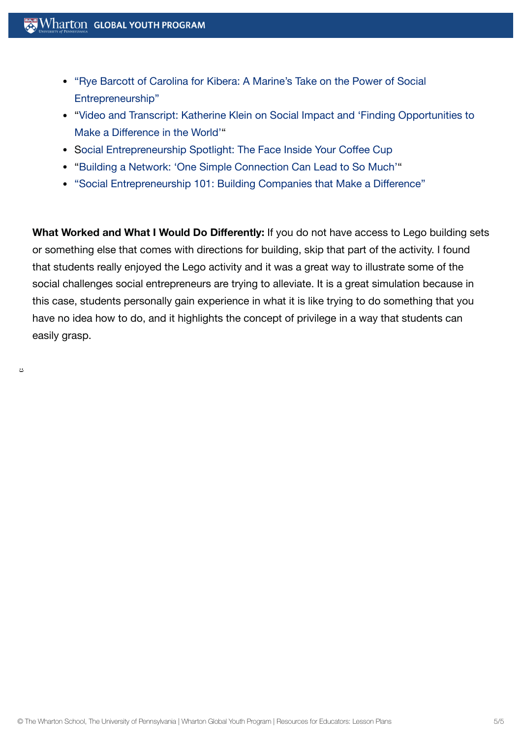- "Rye Barcott of Carolina for Kibera: A Marine's Take on the Power of Social Entrepreneurship"
- "Video and Transcript: Katherine Klein on Social Impact and 'Finding Opportunities to Make a Difference in the World'"
- Social Entrepreneurship Spotlight: The Face Inside Your Coffee Cup
- "Building a Network: 'One Simple Connection Can Lead to So Much'"
- "Social Entrepreneurship 101: Building Companies that Make a Difference"

**What Worked and What I Would Do Differently:** If you do not have access to Lego building sets or something else that comes with directions for building, skip that part of the activity. I found that students really enjoyed the Lego activity and it was a great way to illustrate some of the social challenges social entrepreneurs are trying to alleviate. It is a great simulation because in this case, students personally gain experience in what it is like trying to do something that you have no idea how to do, and it highlights the concept of privilege in a way that students can easily grasp.